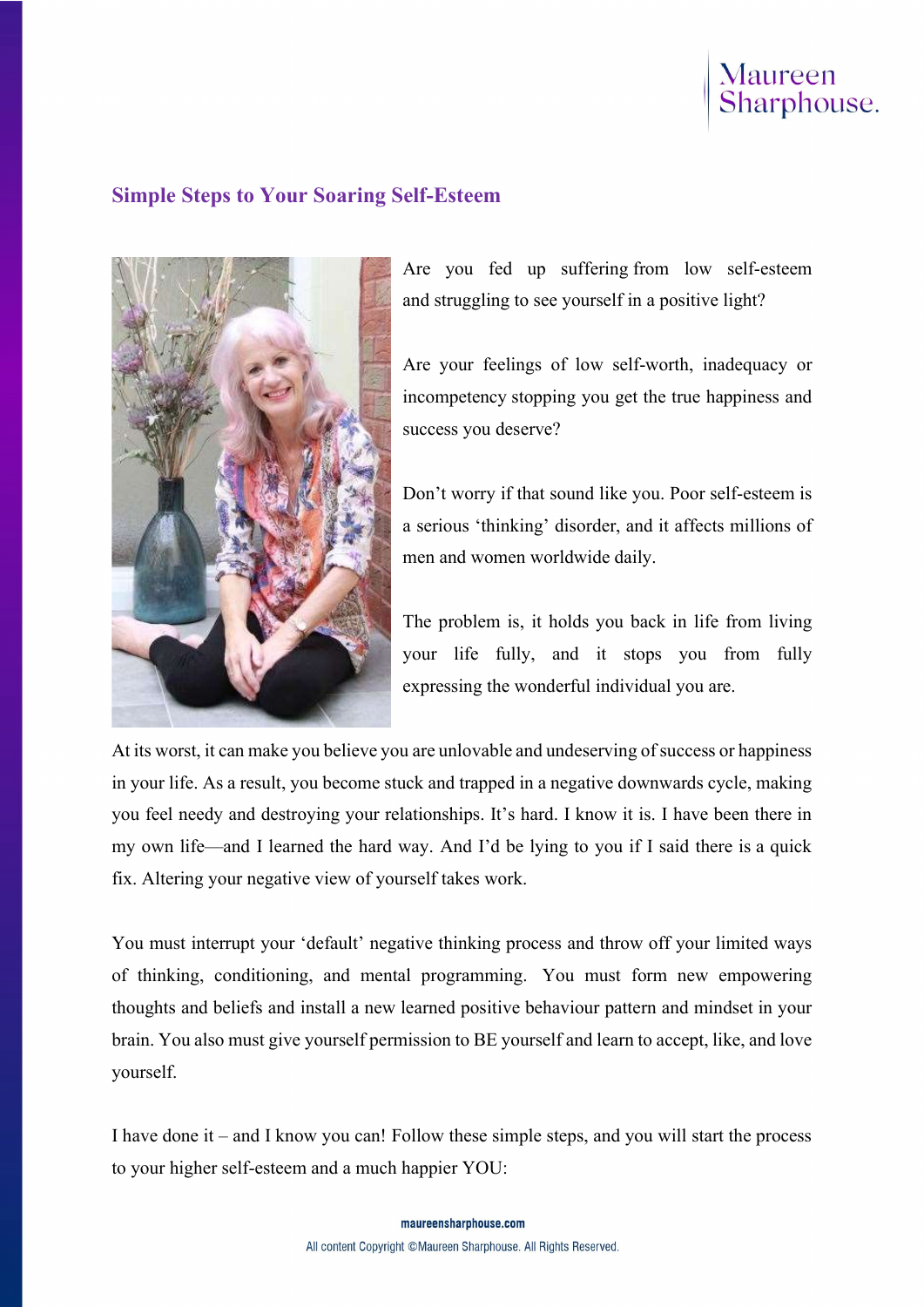# Simple Steps to Your Soaring Self-Esteem

Are you fed up suffering from low self-esteem and struggling to see yourself in a positive light?

Are your feelings of low self-worth, inadequacy or incompetency stopping you get the true happiness and success you deserve?

Don't worry if that sound like you. Poor self-esteem is a serious 'thinking' disorder, and it affects millions of men and women worldwide daily.

The problem is, it holds you back in life from living your life fully, and it stops you from fully expressing the wonderful individual you are.

At its worst, it can make you believe you are unlovable and undeserving of success or happiness in your life. As a result, you become stuck and trapped in a negative downwards cycle, making you feel needy and destroying your relationships. It's hard. I know it is. I have been there in my own life—and I learned the hard way. And I'd be lying to you if I said there is a quick fix. Altering your negative view of yourself takes work.

You must interrupt your 'default' negative thinking process and throw off your limited ways of thinking, conditioning, and mental programming. You must form new empowering thoughts and beliefs and install a new learned positive behaviour pattern and mindset in your brain. You also must give yourself permission to BE yourself and learn to accept, like, and love yourself.

I have done it – and I know you can! Follow these simple steps, and you will start the process to your higher self-esteem and a much happier YOU: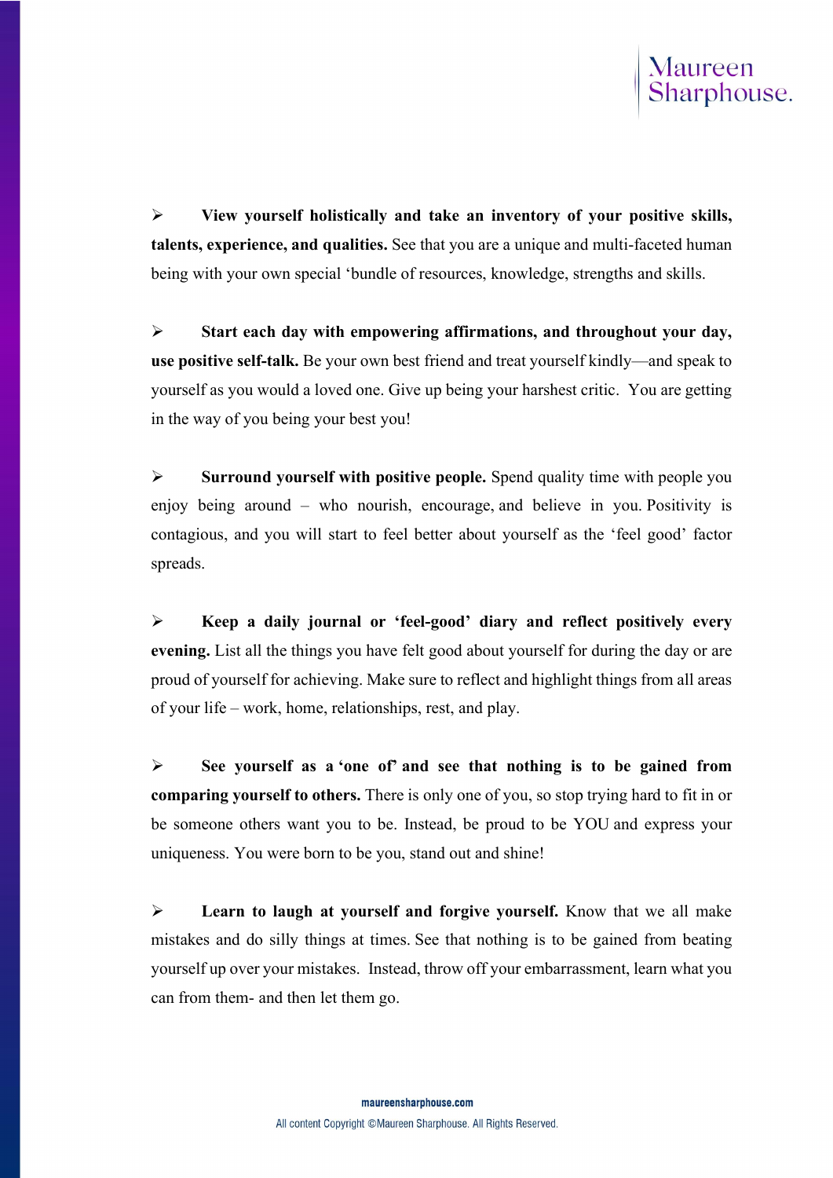- **View yourself holistically and take an inventory of your positive skills, talents, experience, and qualities.** See that you are a unique and multi-faceted human being with your own special 'bundle of resources, knowledge, strengths and skills.

- **Start each day with empowering affirmations, and throughout your day, use positive self-talk.** Be your own best friend and treat yourself kindly—and speak to yourself as you would a loved one. Give up being your harshest critic. You are getting in the way of you being your best you!

- **Surround yourself with positive people.** Spend quality time with people you enjoy being around – who nourish, encourage, and believe in you. Positivity is contagious, and you will start to feel better about yourself as the 'feel good' factor spreads.

- **Keep a daily journal or 'feel-good' diary and reflect positively every evening.** List all the things you have felt good about yourself for during the day or are proud of yourself for achieving. Make sure to reflect and highlight things from all areas of your life – work, home, relationships, rest, and play.

- **See yourself as a 'one of' and see that nothing is to be gained from comparing yourself to others.** There is only one of you, so stop trying hard to fit in or be someone others want you to be. Instead, be proud to be YOU and express your uniqueness. You were born to be you, stand out and shine!

- **Learn to laugh at yourself and forgive yourself.** Know that we all make mistakes and do silly things at times. See that nothing is to be gained from beating yourself up over your mistakes. Instead, throw off your embarrassment, learn what you can from them- and then let them go.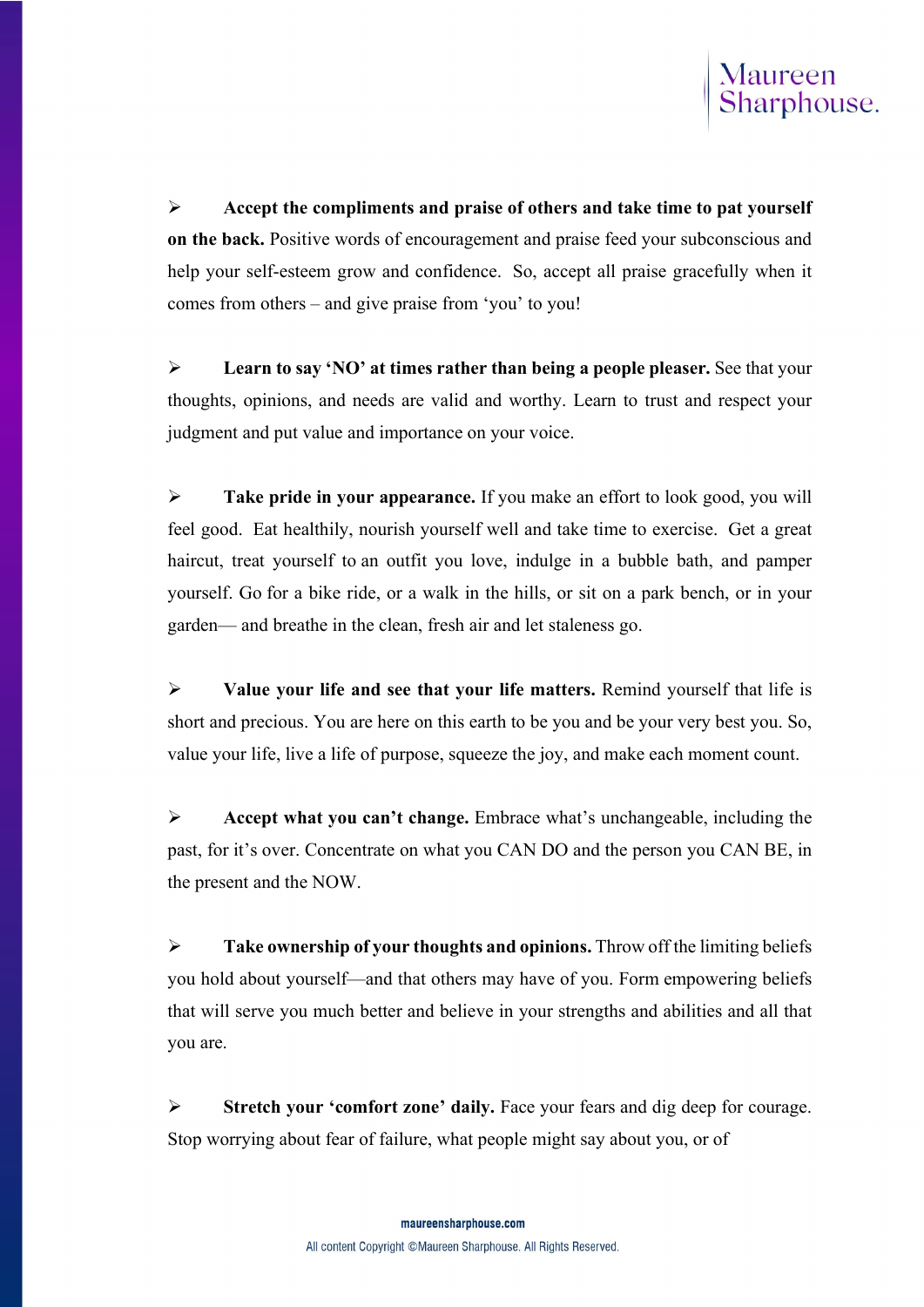- **Accept the compliments and praise of others and take time to pat yourself on the back.** Positive words of encouragement and praise feed your subconscious and help your self-esteem grow and confidence. So, accept all praise gracefully when it comes from others – and give praise from 'you' to you!

- **Learn to say 'NO' at times rather than being a people pleaser.** See that your thoughts, opinions, and needs are valid and worthy. Learn to trust and respect your judgment and put value and importance on your voice.

- **Take pride in your appearance.** If you make an effort to look good, you will feel good. Eat healthily, nourish yourself well and take time to exercise. Get a great haircut, treat yourself to an outfit you love, indulge in a bubble bath, and pamper yourself. Go for a bike ride, or a walk in the hills, or sit on a park bench, or in your garden— and breathe in the clean, fresh air and let staleness go.

- **Value your life and see that your life matters.** Remind yourself that life is short and precious. You are here on this earth to be you and be your very best you. So, value your life, live a life of purpose, squeeze the joy, and make each moment count.

- **Accept what you can't change.** Embrace what's unchangeable, including the past, for it's over. Concentrate on what you CAN DO and the person you CAN BE, in the present and the NOW.

- **Take ownership of your thoughts and opinions.** Throw off the limiting beliefs you hold about yourself—and that others may have of you. Form empowering beliefs that will serve you much better and believe in your strengths and abilities and all that you are.

- **Stretch your 'comfort zone' daily.** Face your fears and dig deep for courage. Stop worrying about fear of failure, what people might say about you, or of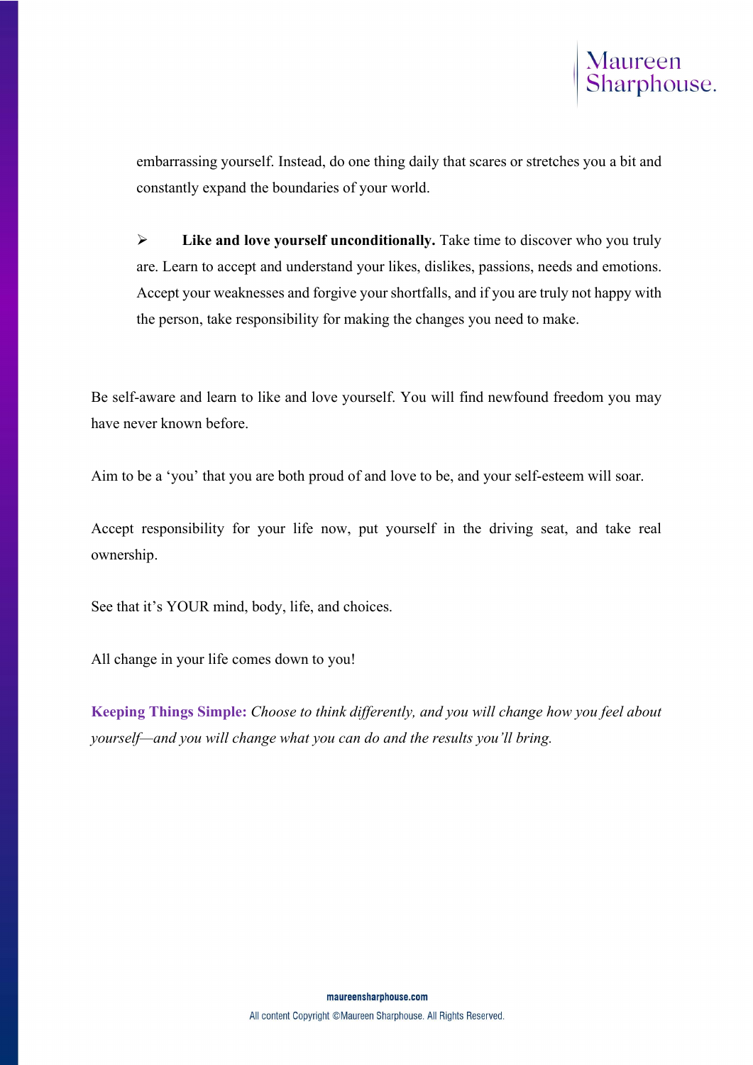embarrassing yourself. Instead, do one thing daily that scares or stretches you a bit and constantly expand the boundaries of your world.

- **Like and love yourself unconditionally.** Take time to discover who you truly are. Learn to accept and understand your likes, dislikes, passions, needs and emotions. Accept your weaknesses and forgive your shortfalls, and if you are truly not happy with the person, take responsibility for making the changes you need to make.

Be self-aware and learn to like and love yourself. You will find newfound freedom you may have never known before.

Aim to be a 'you' that you are both proud of and love to be, and your self-esteem will soar.

Accept responsibility for your life now, put yourself in the driving seat, and take real ownership.

See that it's YOUR mind, body, life, and choices.

All change in your life comes down to you!

**Keeping Things Simple:** *Choose to think differently, and you will change how you feel about yourself—and you will change what you can do and the results you'll bring.*